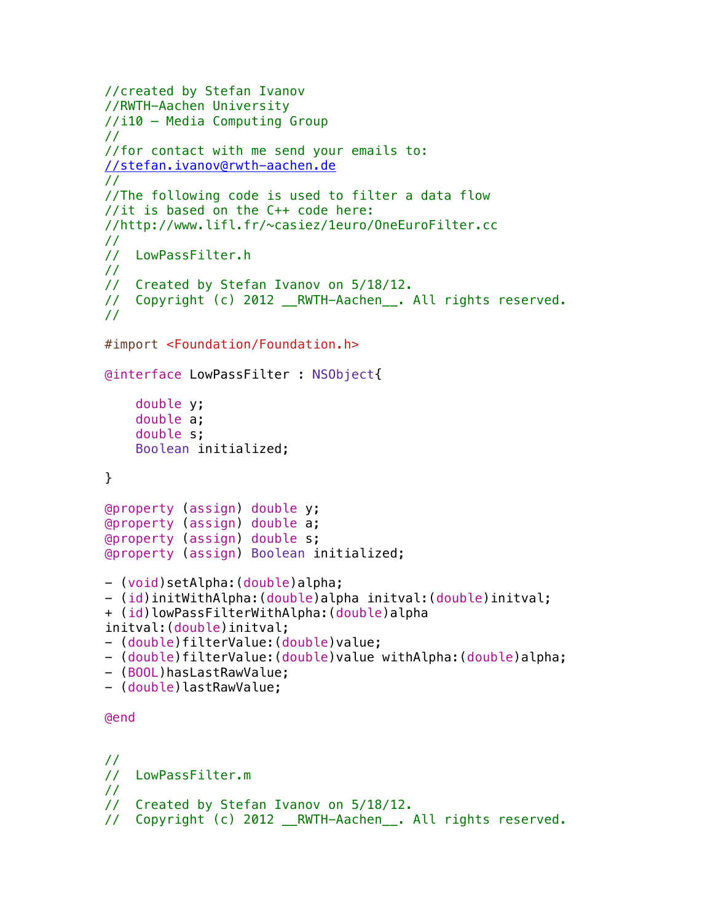```objc
//created by Stefan Ivanov
//RWTH-Aachen University
//i10 - Media Computing Group
//
//for contact with me send your emails to:
//stefan.ivanov@rwth-aachen.de
//
//The following code is used to filter a data flow
//it is based on the C++ code here:
//http://www.lifl.fr/~casiez/1euro/OneEuroFilter.cc
//
//  LowPassFilter.h
//
//  Created by Stefan Ivanov on 5/18/12.
//  Copyright (c) 2012 __RWTH-Aachen__. All rights reserved.
//

#import <Foundation/Foundation.h>

@interface LowPassFilter : NSObject{

    double y;
    double a;
    double s;
    Boolean initialized;

}

@property (assign) double y;
@property (assign) double a;
@property (assign) double s;
@property (assign) Boolean initialized;

- (void)setAlpha:(double)alpha;
- (id)initWithAlpha:(double)alpha initval:(double)initval;
+ (id)lowPassFilterWithAlpha:(double)alpha
initval:(double)initval;
- (double)filterValue:(double)value;
- (double)filterValue:(double)value withAlpha:(double)alpha;
- (BOOL)hasLastRawValue;
- (double)lastRawValue;

@end


//
//  LowPassFilter.m
//
//  Created by Stefan Ivanov on 5/18/12.
//  Copyright (c) 2012 __RWTH-Aachen__. All rights reserved.
```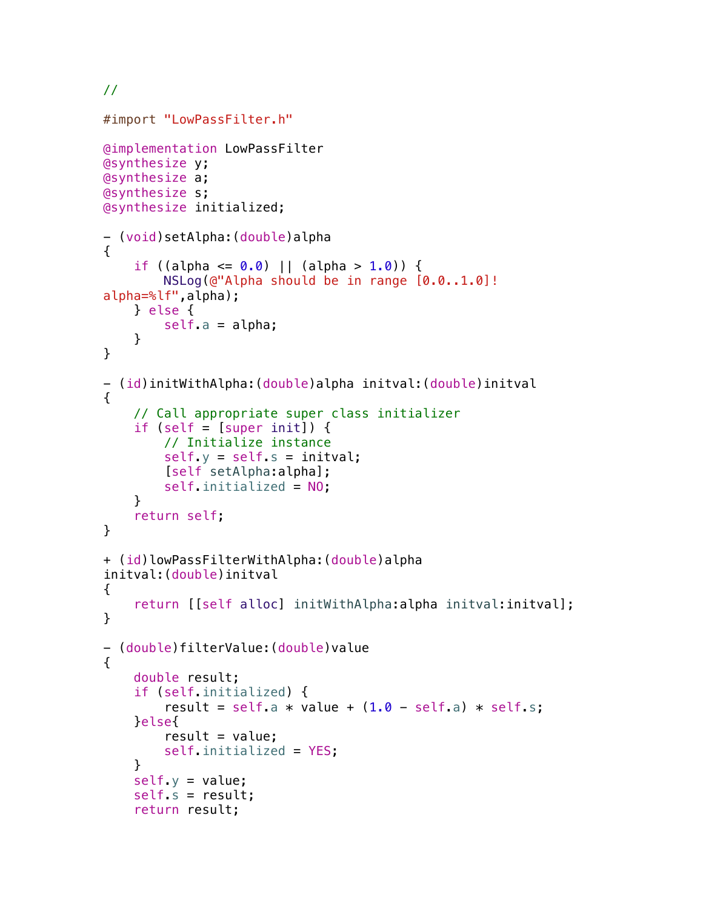```
//

#import "LowPassFilter.h"

@implementation LowPassFilter
@synthesize y;
@synthesize a;
@synthesize s;
@synthesize initialized;

- (void)setAlpha:(double)alpha
{
    if ((alpha <= 0.0) || (alpha > 1.0)) {
        NSLog(@"Alpha should be in range [0.0..1.0]!
alpha=%lf",alpha);
    } else {
        self.a = alpha;
    }
}

- (id)initWithAlpha:(double)alpha initval:(double)initval
{
    // Call appropriate super class initializer
    if (self = [super init]) {
        // Initialize instance
        self.y = self.s = initval;
        [self setAlpha:alpha];
        self.initialized = NO;
    }
    return self;
}

+ (id)lowPassFilterWithAlpha:(double)alpha
initval:(double)initval
{
    return [[self alloc] initWithAlpha:alpha initval:initval];
}

- (double)filterValue:(double)value
{
    double result;
    if (self.initialized) {
        result = self.a * value + (1.0 - self.a) * self.s;
    }else{
        result = value;
        self.initialized = YES;
    }
    self.y = value;
    self.s = result;
    return result;
```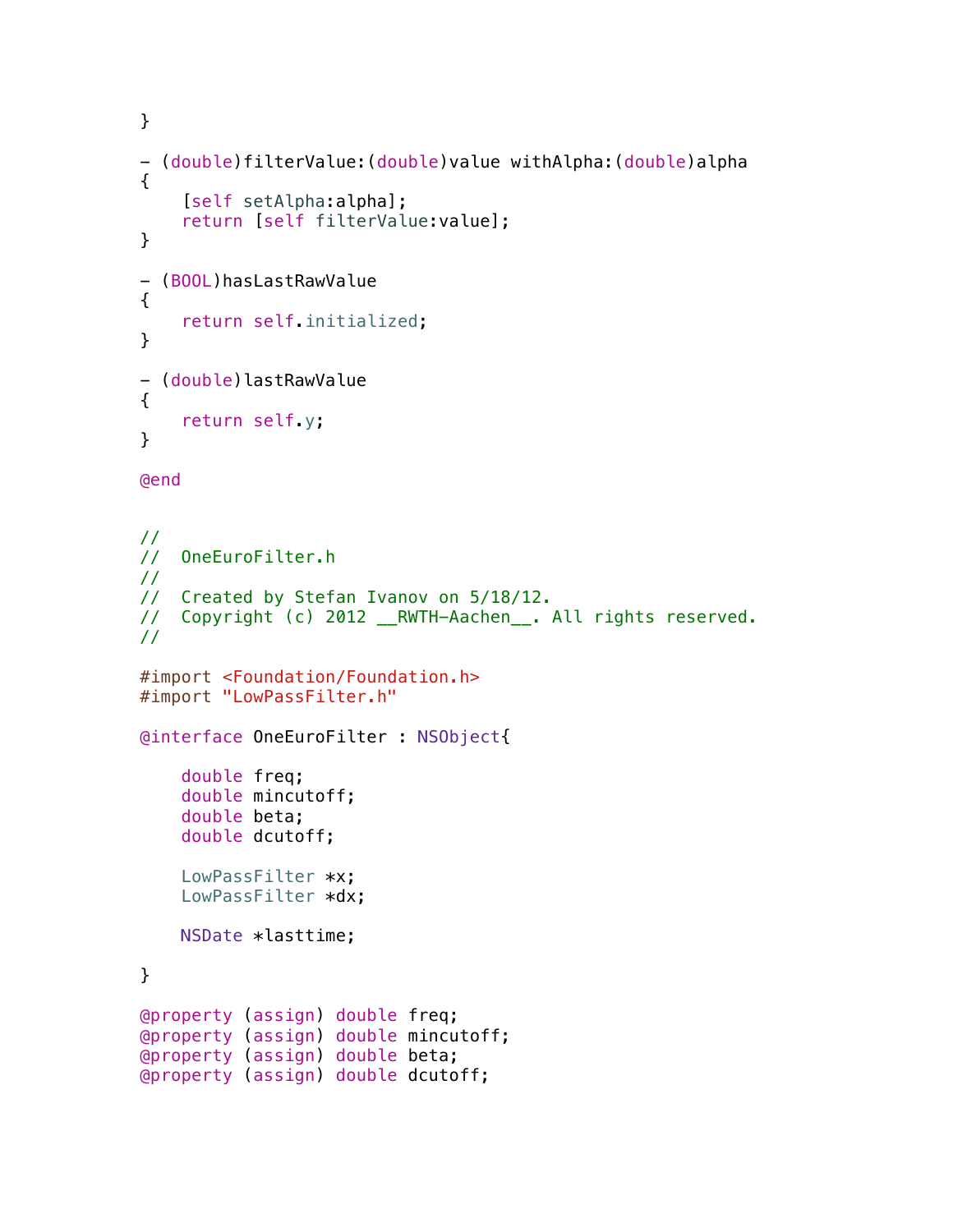```objc
}

- (double)filterValue:(double)value withAlpha:(double)alpha
{
    [self setAlpha:alpha];
    return [self filterValue:value];
}

- (BOOL)hasLastRawValue
{
    return self.initialized;
}

- (double)lastRawValue
{
    return self.y;
}

@end


//
//  OneEuroFilter.h
//
//  Created by Stefan Ivanov on 5/18/12.
//  Copyright (c) 2012 __RWTH-Aachen__. All rights reserved.
//

#import <Foundation/Foundation.h>
#import "LowPassFilter.h"

@interface OneEuroFilter : NSObject{

    double freq;
    double mincutoff;
    double beta;
    double dcutoff;

    LowPassFilter *x;
    LowPassFilter *dx;

    NSDate *lasttime;

}

@property (assign) double freq;
@property (assign) double mincutoff;
@property (assign) double beta;
@property (assign) double dcutoff;
```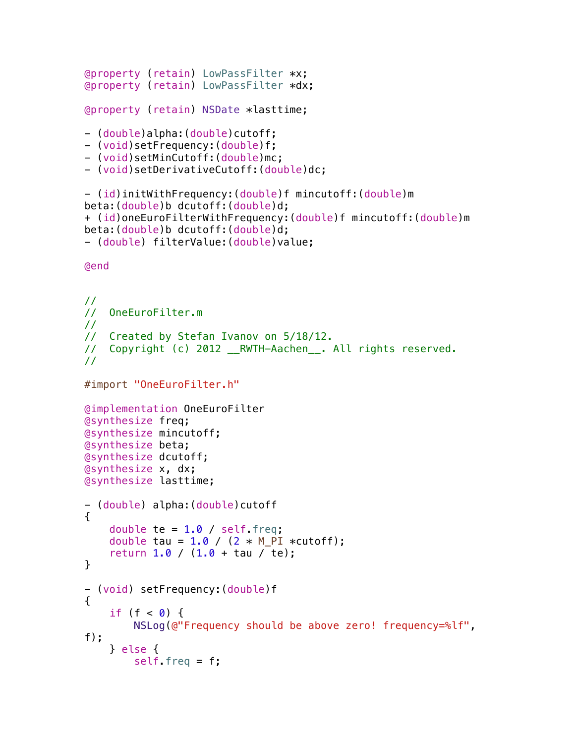```objc
@property (retain) LowPassFilter *x;
@property (retain) LowPassFilter *dx;

@property (retain) NSDate *lasttime;

- (double)alpha:(double)cutoff;
- (void)setFrequency:(double)f;
- (void)setMinCutoff:(double)mc;
- (void)setDerivativeCutoff:(double)dc;

- (id)initWithFrequency:(double)f mincutoff:(double)m
beta:(double)b dcutoff:(double)d;
+ (id)oneEuroFilterWithFrequency:(double)f mincutoff:(double)m
beta:(double)b dcutoff:(double)d;
- (double) filterValue:(double)value;

@end


//
//  OneEuroFilter.m
//
//  Created by Stefan Ivanov on 5/18/12.
//  Copyright (c) 2012 __RWTH-Aachen__. All rights reserved.
//

#import "OneEuroFilter.h"

@implementation OneEuroFilter
@synthesize freq;
@synthesize mincutoff;
@synthesize beta;
@synthesize dcutoff;
@synthesize x, dx;
@synthesize lasttime;

- (double) alpha:(double)cutoff
{
    double te = 1.0 / self.freq;
    double tau = 1.0 / (2 * M_PI *cutoff);
    return 1.0 / (1.0 + tau / te);
}

- (void) setFrequency:(double)f
{
    if (f < 0) {
        NSLog(@"Frequency should be above zero! frequency=%lf",
f);
    } else {
        self.freq = f;
```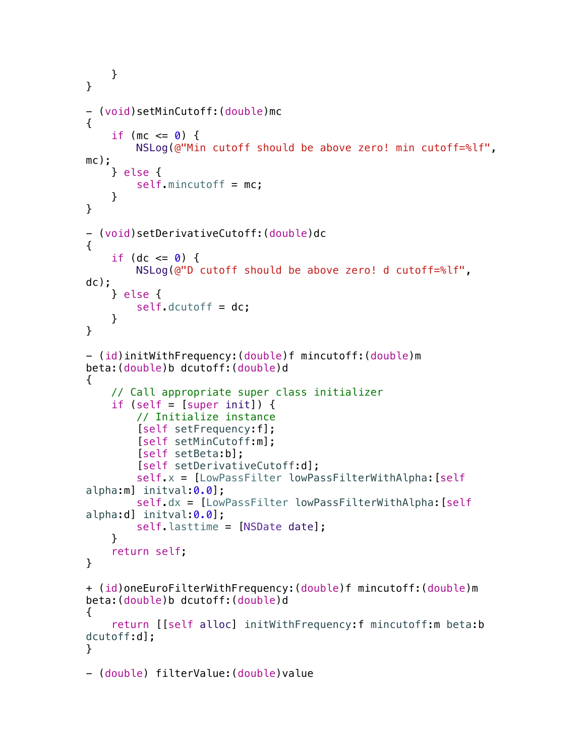```
    }
}

- (void)setMinCutoff:(double)mc
{
    if (mc <= 0) {
        NSLog(@"Min cutoff should be above zero! min cutoff=%lf",
mc);
    } else {
        self.mincutoff = mc;
    }
}

- (void)setDerivativeCutoff:(double)dc
{
    if (dc <= 0) {
        NSLog(@"D cutoff should be above zero! d cutoff=%lf",
dc);
    } else {
        self.dcutoff = dc;
    }
}

- (id)initWithFrequency:(double)f mincutoff:(double)m
beta:(double)b dcutoff:(double)d
{
    // Call appropriate super class initializer
    if (self = [super init]) {
        // Initialize instance
        [self setFrequency:f];
        [self setMinCutoff:m];
        [self setBeta:b];
        [self setDerivativeCutoff:d];
        self.x = [LowPassFilter lowPassFilterWithAlpha:[self
alpha:m] initval:0.0];
        self.dx = [LowPassFilter lowPassFilterWithAlpha:[self
alpha:d] initval:0.0];
        self.lasttime = [NSDate date];
    }
    return self;
}

+ (id)oneEuroFilterWithFrequency:(double)f mincutoff:(double)m
beta:(double)b dcutoff:(double)d
{
    return [[self alloc] initWithFrequency:f mincutoff:m beta:b
dcutoff:d];
}

- (double) filterValue:(double)value
```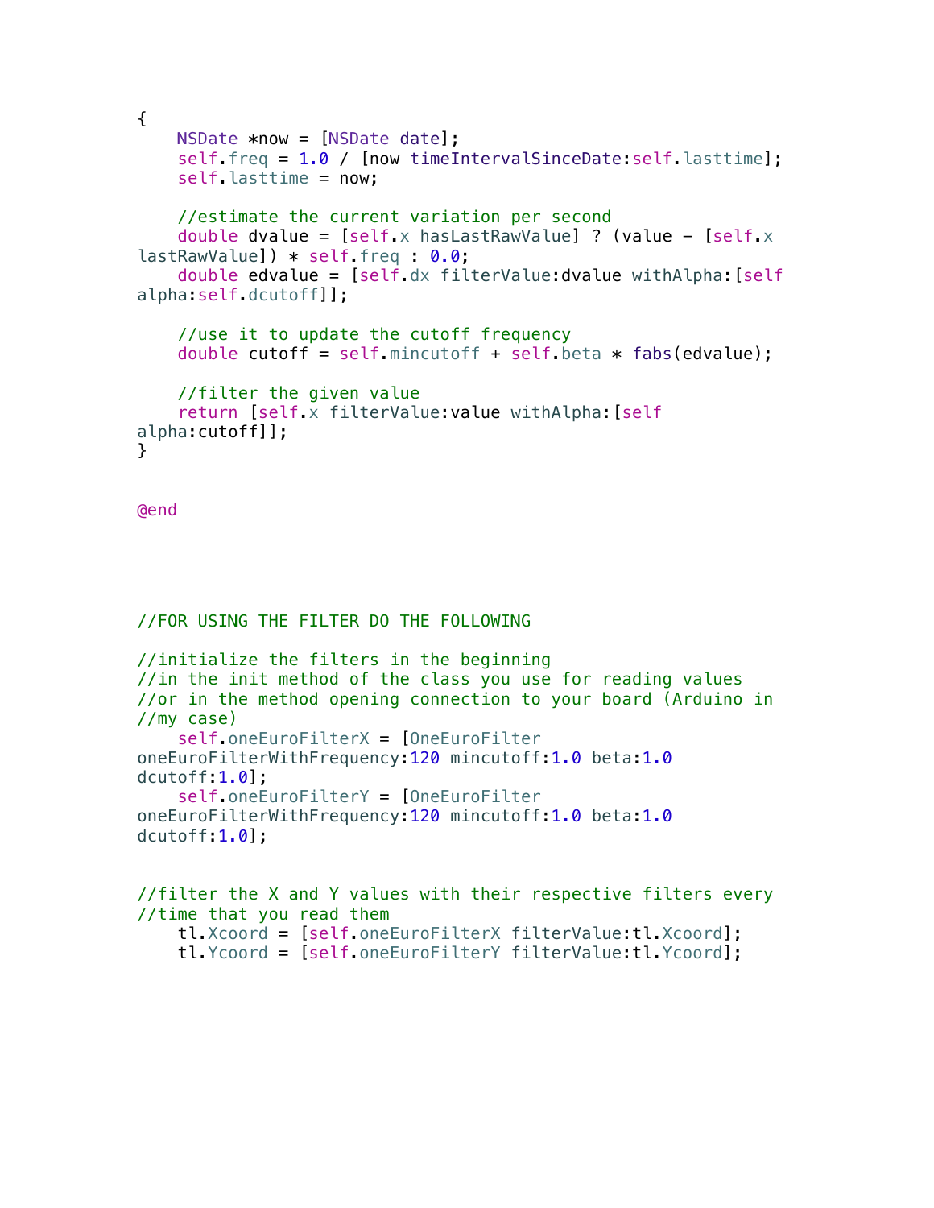```
{
    NSDate *now = [NSDate date];
    self.freq = 1.0 / [now timeIntervalSinceDate:self.lasttime];
    self.lasttime = now;

    //estimate the current variation per second
    double dvalue = [self.x hasLastRawValue] ? (value - [self.x
lastRawValue]) * self.freq : 0.0;
    double edvalue = [self.dx filterValue:dvalue withAlpha:[self
alpha:self.dcutoff]];

    //use it to update the cutoff frequency
    double cutoff = self.mincutoff + self.beta * fabs(edvalue);

    //filter the given value
    return [self.x filterValue:value withAlpha:[self
alpha:cutoff]];
}


@end





//FOR USING THE FILTER DO THE FOLLOWING

//initialize the filters in the beginning
//in the init method of the class you use for reading values
//or in the method opening connection to your board (Arduino in
//my case)
    self.oneEuroFilterX = [OneEuroFilter
oneEuroFilterWithFrequency:120 mincutoff:1.0 beta:1.0
dcutoff:1.0];
    self.oneEuroFilterY = [OneEuroFilter
oneEuroFilterWithFrequency:120 mincutoff:1.0 beta:1.0
dcutoff:1.0];


//filter the X and Y values with their respective filters every
//time that you read them
    tl.Xcoord = [self.oneEuroFilterX filterValue:tl.Xcoord];
    tl.Ycoord = [self.oneEuroFilterY filterValue:tl.Ycoord];
```